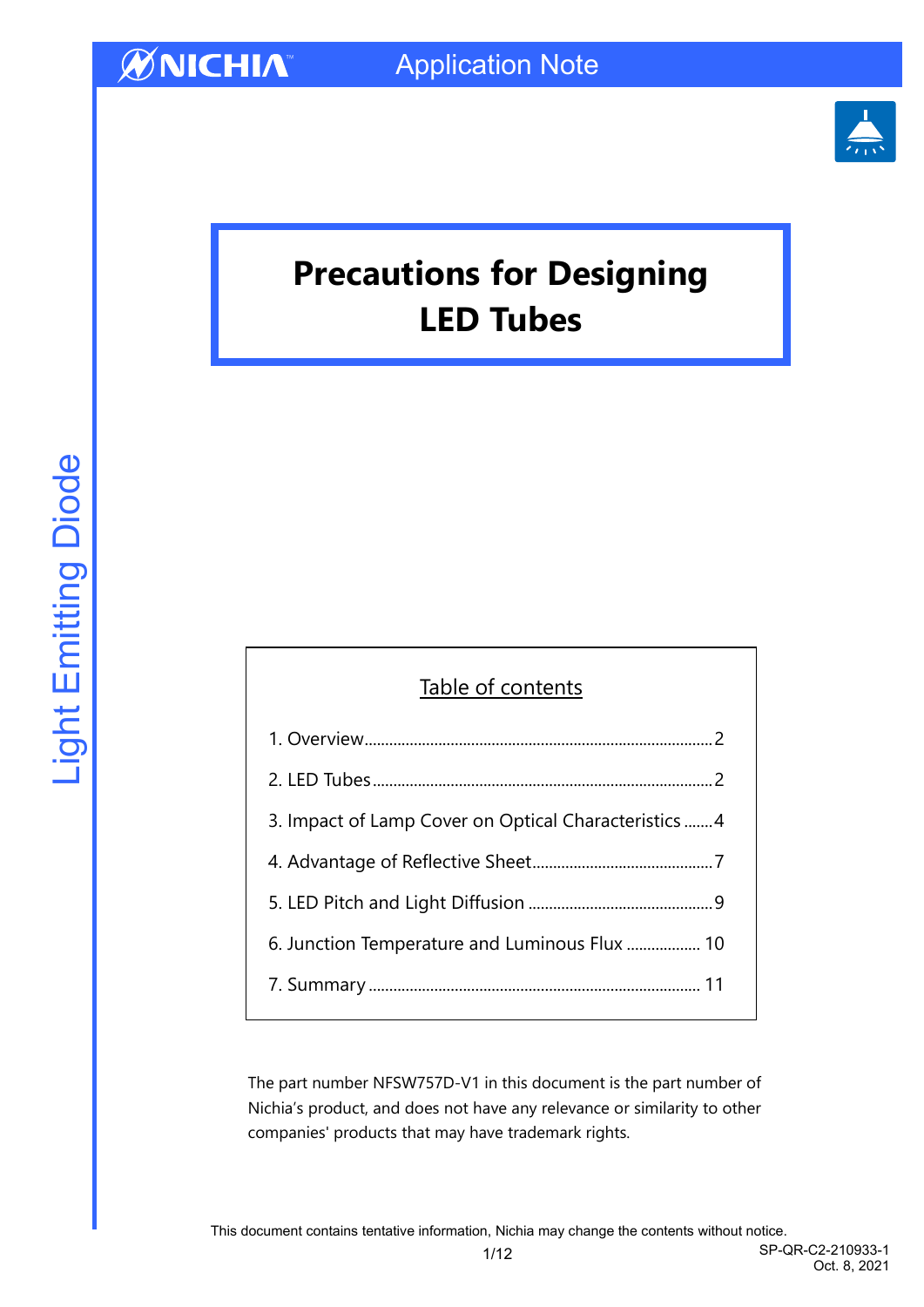Application Note

# Precautions for Designing LED Tubes

Light Emitting Diode

## Table of contents

1. Overview ........ 2
2. LED Tubes ........ 2
3. Impact of Lamp Cover on Optical Characteristics ........ 4
4. Advantage of Reflective Sheet ........ 7
5. LED Pitch and Light Diffusion ........ 9
6. Junction Temperature and Luminous Flux ........ 10
7. Summary ........ 11

The part number NFSW757D-V1 in this document is the part number of Nichia's product, and does not have any relevance or similarity to other companies' products that may have trademark rights.

This document contains tentative information, Nichia may change the contents without notice.

SP-QR-C2-210933-1
Oct. 8, 2021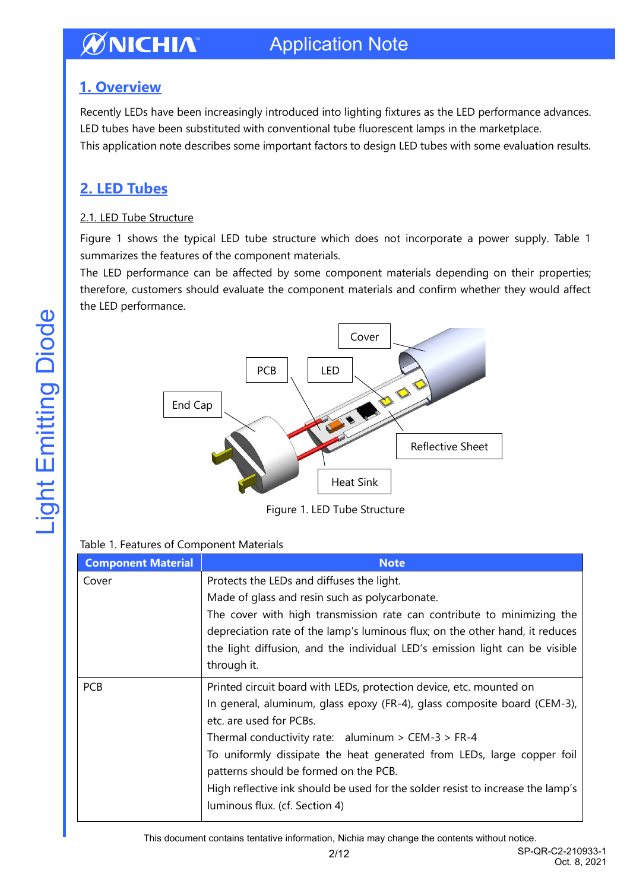## 1. Overview

Recently LEDs have been increasingly introduced into lighting fixtures as the LED performance advances. LED tubes have been substituted with conventional tube fluorescent lamps in the marketplace.
This application note describes some important factors to design LED tubes with some evaluation results.

## 2. LED Tubes

### 2.1. LED Tube Structure

Figure 1 shows the typical LED tube structure which does not incorporate a power supply. Table 1 summarizes the features of the component materials.
The LED performance can be affected by some component materials depending on their properties; therefore, customers should evaluate the component materials and confirm whether they would affect the LED performance.

Figure 1. LED Tube Structure

Table 1. Features of Component Materials

| Component Material | Note |
|---|---|
| Cover | Protects the LEDs and diffuses the light.<br>Made of glass and resin such as polycarbonate.<br>The cover with high transmission rate can contribute to minimizing the depreciation rate of the lamp's luminous flux; on the other hand, it reduces the light diffusion, and the individual LED's emission light can be visible through it. |
| PCB | Printed circuit board with LEDs, protection device, etc. mounted on<br>In general, aluminum, glass epoxy (FR-4), glass composite board (CEM-3), etc. are used for PCBs.<br>Thermal conductivity rate: aluminum > CEM-3 > FR-4<br>To uniformly dissipate the heat generated from LEDs, large copper foil patterns should be formed on the PCB.<br>High reflective ink should be used for the solder resist to increase the lamp's luminous flux. (cf. Section 4) |

This document contains tentative information, Nichia may change the contents without notice.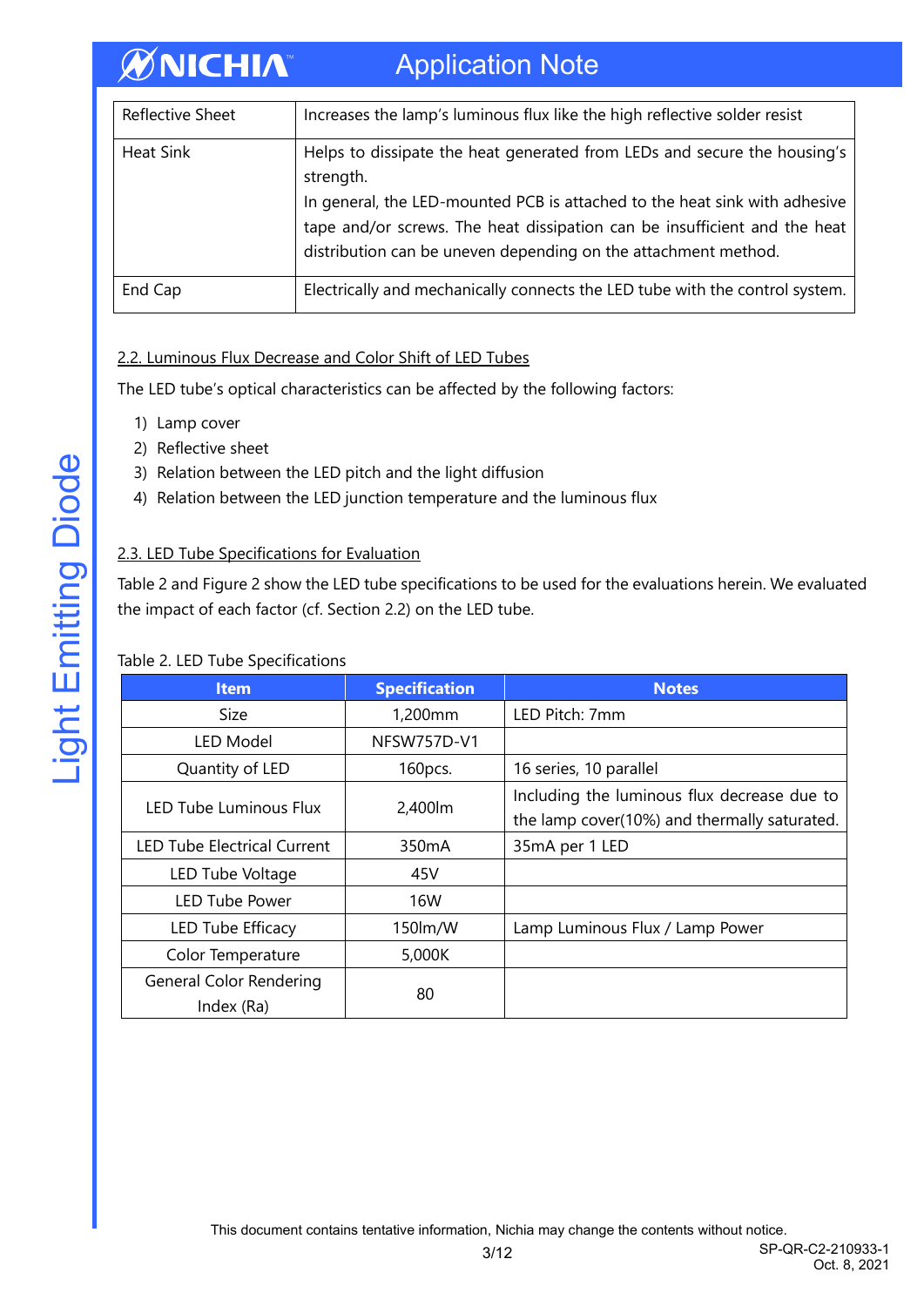| Reflective Sheet | Increases the lamp's luminous flux like the high reflective solder resist |
|---|---|
| Heat Sink | Helps to dissipate the heat generated from LEDs and secure the housing's strength. In general, the LED-mounted PCB is attached to the heat sink with adhesive tape and/or screws. The heat dissipation can be insufficient and the heat distribution can be uneven depending on the attachment method. |
| End Cap | Electrically and mechanically connects the LED tube with the control system. |

## 2.2. Luminous Flux Decrease and Color Shift of LED Tubes

The LED tube's optical characteristics can be affected by the following factors:

1) Lamp cover
2) Reflective sheet
3) Relation between the LED pitch and the light diffusion
4) Relation between the LED junction temperature and the luminous flux

## 2.3. LED Tube Specifications for Evaluation

Table 2 and Figure 2 show the LED tube specifications to be used for the evaluations herein. We evaluated the impact of each factor (cf. Section 2.2) on the LED tube.

Table 2. LED Tube Specifications

| Item | Specification | Notes |
|---|---|---|
| Size | 1,200mm | LED Pitch: 7mm |
| LED Model | NFSW757D-V1 | |
| Quantity of LED | 160pcs. | 16 series, 10 parallel |
| LED Tube Luminous Flux | 2,400lm | Including the luminous flux decrease due to the lamp cover(10%) and thermally saturated. |
| LED Tube Electrical Current | 350mA | 35mA per 1 LED |
| LED Tube Voltage | 45V | |
| LED Tube Power | 16W | |
| LED Tube Efficacy | 150lm/W | Lamp Luminous Flux / Lamp Power |
| Color Temperature | 5,000K | |
| General Color Rendering Index (Ra) | 80 | |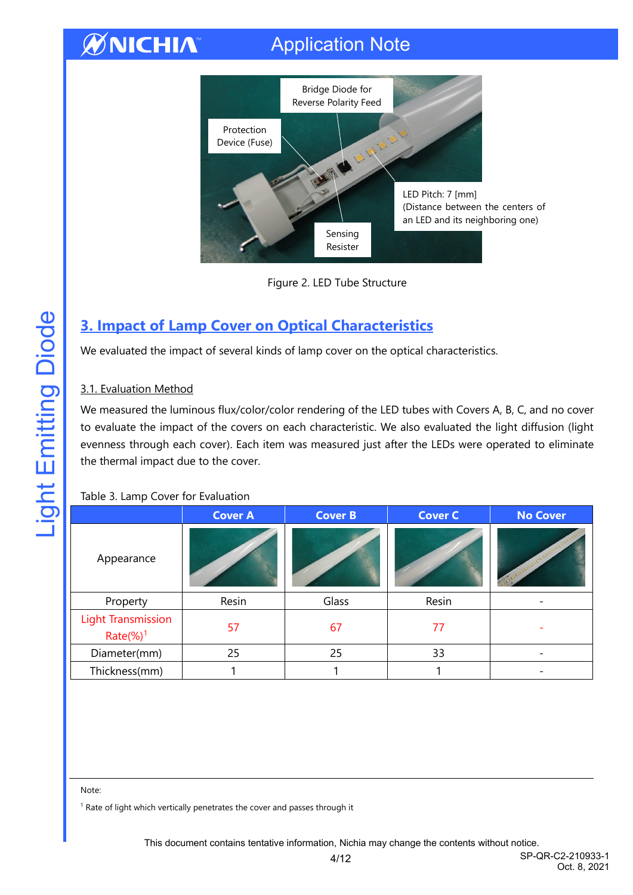Figure 2. LED Tube Structure

## 3. Impact of Lamp Cover on Optical Characteristics

We evaluated the impact of several kinds of lamp cover on the optical characteristics.

### 3.1. Evaluation Method

We measured the luminous flux/color/color rendering of the LED tubes with Covers A, B, C, and no cover to evaluate the impact of the covers on each characteristic. We also evaluated the light diffusion (light evenness through each cover). Each item was measured just after the LEDs were operated to eliminate the thermal impact due to the cover.

Table 3. Lamp Cover for Evaluation

| | Cover A | Cover B | Cover C | No Cover |
|---|---|---|---|---|
| Appearance | | | | |
| Property | Resin | Glass | Resin | - |
| Light Transmission Rate(%)[1] | 57 | 67 | 77 | - |
| Diameter(mm) | 25 | 25 | 33 | - |
| Thickness(mm) | 1 | 1 | 1 | - |

Note:

[1] Rate of light which vertically penetrates the cover and passes through it

This document contains tentative information, Nichia may change the contents without notice.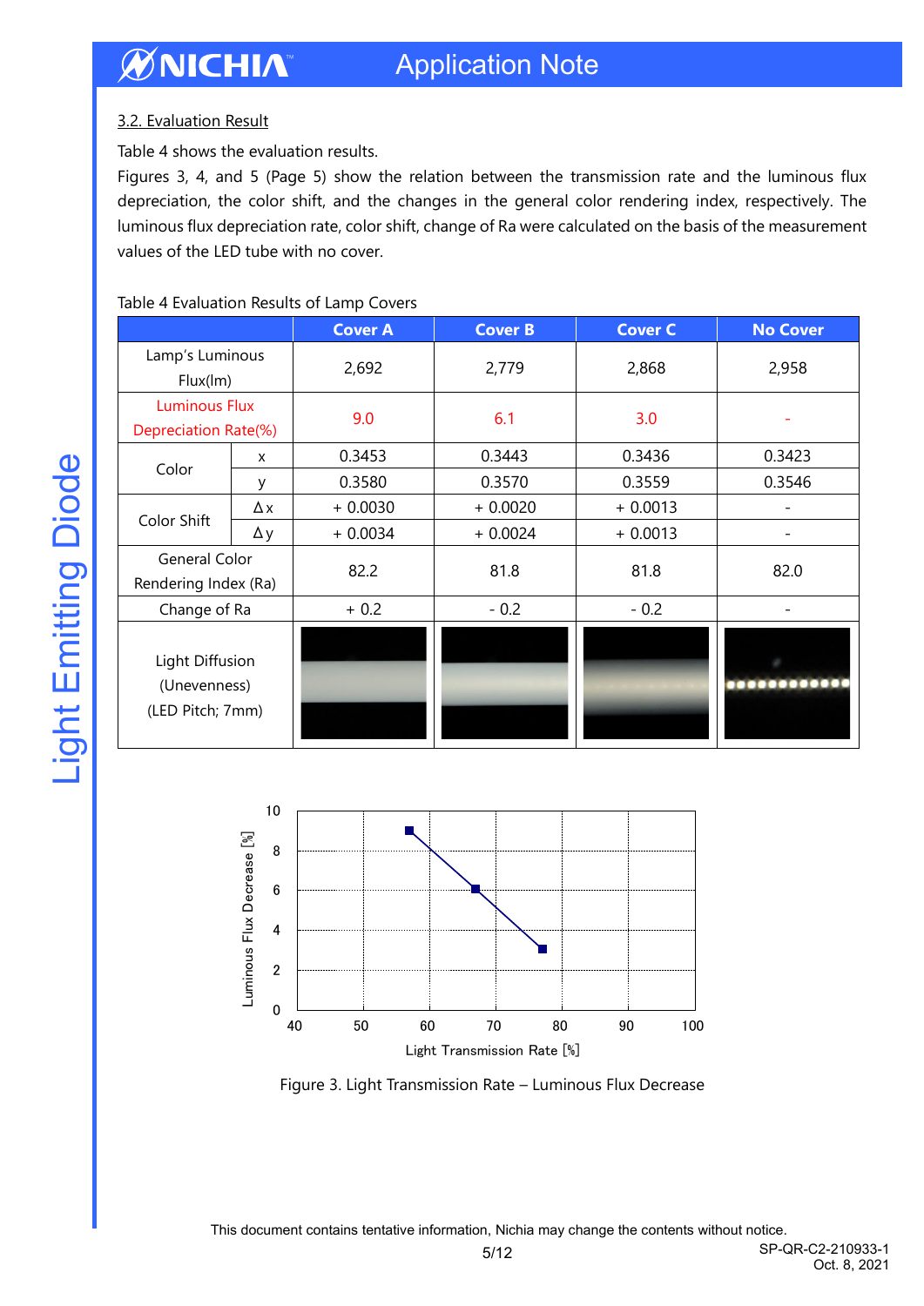### 3.2. Evaluation Result

Table 4 shows the evaluation results.

Figures 3, 4, and 5 (Page 5) show the relation between the transmission rate and the luminous flux depreciation, the color shift, and the changes in the general color rendering index, respectively. The luminous flux depreciation rate, color shift, change of Ra were calculated on the basis of the measurement values of the LED tube with no cover.

Table 4 Evaluation Results of Lamp Covers

| | | Cover A | Cover B | Cover C | No Cover |
|---|---|---|---|---|---|
| Lamp's Luminous Flux(lm) | | 2,692 | 2,779 | 2,868 | 2,958 |
| Luminous Flux Depreciation Rate(%) | | 9.0 | 6.1 | 3.0 | - |
| Color | x | 0.3453 | 0.3443 | 0.3436 | 0.3423 |
| | y | 0.3580 | 0.3570 | 0.3559 | 0.3546 |
| Color Shift | Δx | + 0.0030 | + 0.0020 | + 0.0013 | - |
| | Δy | + 0.0034 | + 0.0024 | + 0.0013 | - |
| General Color Rendering Index (Ra) | | 82.2 | 81.8 | 81.8 | 82.0 |
| Change of Ra | | + 0.2 | - 0.2 | - 0.2 | - |
| Light Diffusion (Unevenness) (LED Pitch; 7mm) | | | | | |

Figure 3. Light Transmission Rate – Luminous Flux Decrease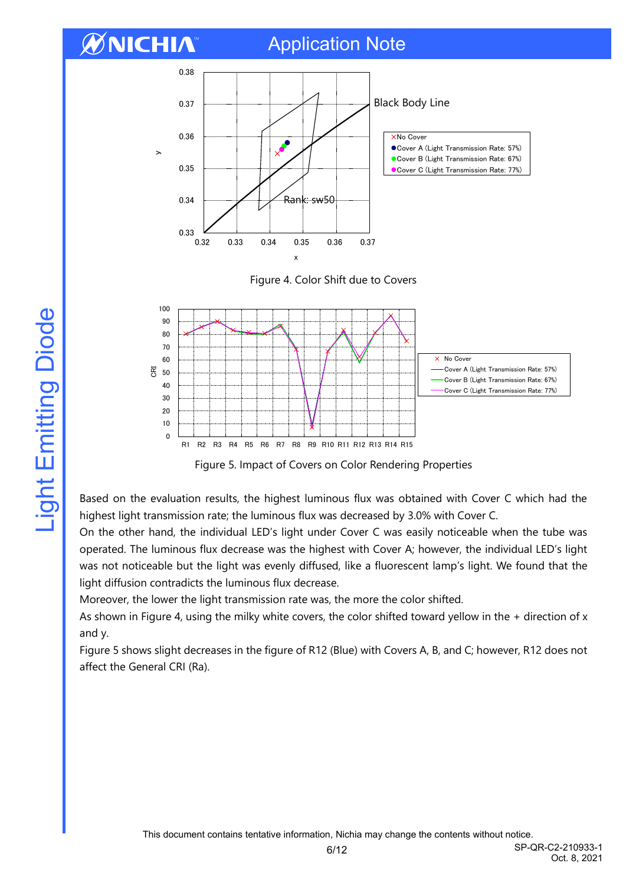Figure 4. Color Shift due to Covers

Figure 5. Impact of Covers on Color Rendering Properties

Based on the evaluation results, the highest luminous flux was obtained with Cover C which had the highest light transmission rate; the luminous flux was decreased by 3.0% with Cover C.
On the other hand, the individual LED's light under Cover C was easily noticeable when the tube was operated. The luminous flux decrease was the highest with Cover A; however, the individual LED's light was not noticeable but the light was evenly diffused, like a fluorescent lamp's light. We found that the light diffusion contradicts the luminous flux decrease.
Moreover, the lower the light transmission rate was, the more the color shifted.
As shown in Figure 4, using the milky white covers, the color shifted toward yellow in the + direction of x and y.
Figure 5 shows slight decreases in the figure of R12 (Blue) with Covers A, B, and C; however, R12 does not affect the General CRI (Ra).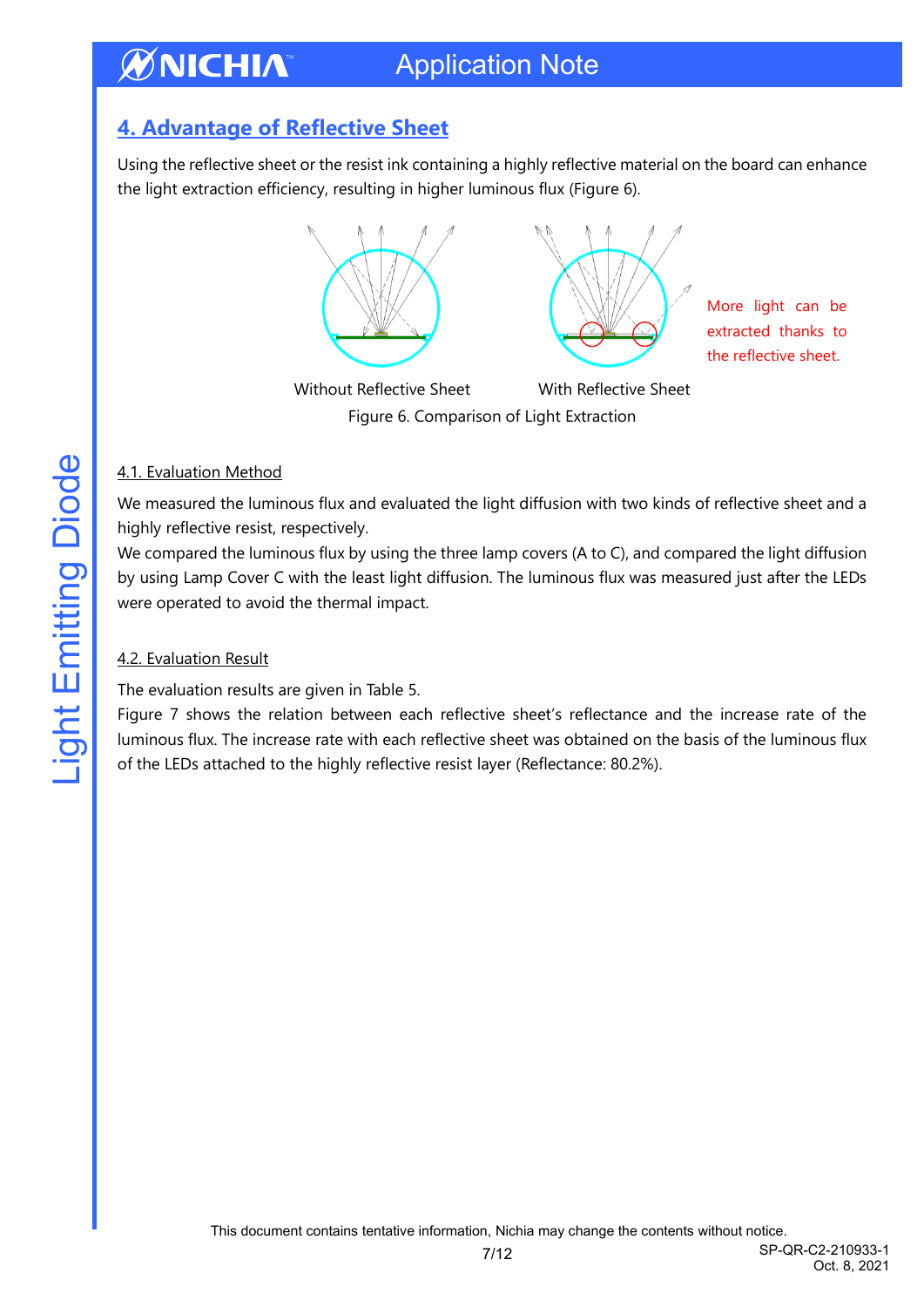## 4. Advantage of Reflective Sheet

Using the reflective sheet or the resist ink containing a highly reflective material on the board can enhance the light extraction efficiency, resulting in higher luminous flux (Figure 6).

More light can be extracted thanks to the reflective sheet.

Without Reflective Sheet With Reflective Sheet

Figure 6. Comparison of Light Extraction

### 4.1. Evaluation Method

We measured the luminous flux and evaluated the light diffusion with two kinds of reflective sheet and a highly reflective resist, respectively.

We compared the luminous flux by using the three lamp covers (A to C), and compared the light diffusion by using Lamp Cover C with the least light diffusion. The luminous flux was measured just after the LEDs were operated to avoid the thermal impact.

### 4.2. Evaluation Result

The evaluation results are given in Table 5.

Figure 7 shows the relation between each reflective sheet's reflectance and the increase rate of the luminous flux. The increase rate with each reflective sheet was obtained on the basis of the luminous flux of the LEDs attached to the highly reflective resist layer (Reflectance: 80.2%).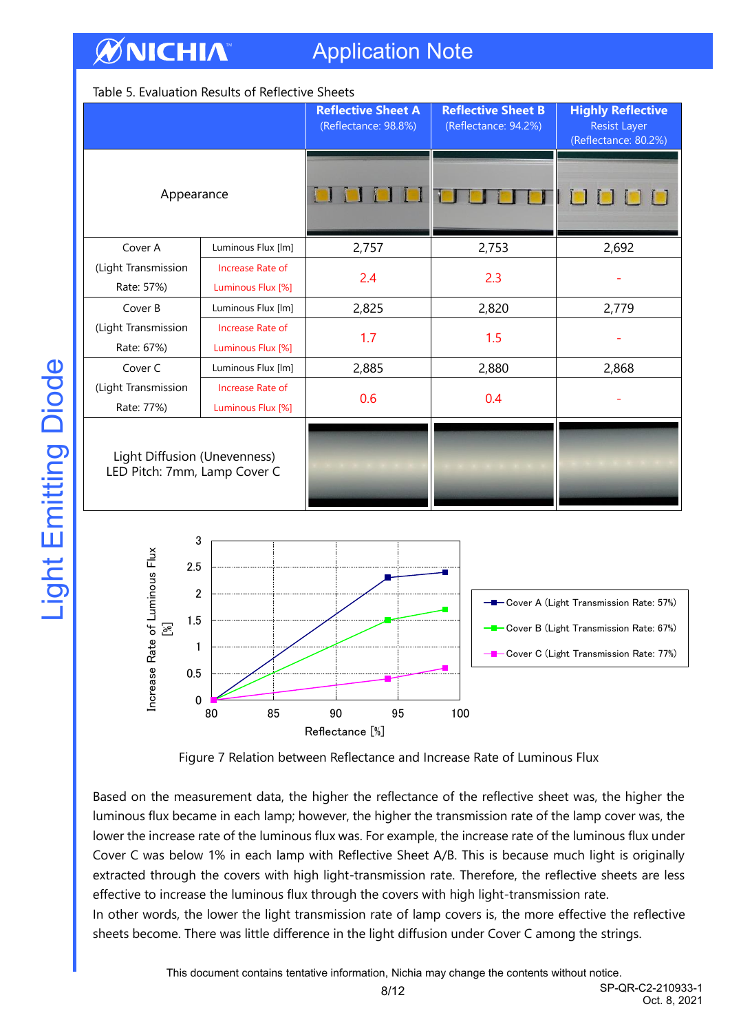Table 5. Evaluation Results of Reflective Sheets

| | | Reflective Sheet A (Reflectance: 98.8%) | Reflective Sheet B (Reflectance: 94.2%) | Highly Reflective Resist Layer (Reflectance: 80.2%) |
|---|---|---|---|---|
| Appearance | | | | |
| Cover A (Light Transmission Rate: 57%) | Luminous Flux [lm] | 2,757 | 2,753 | 2,692 |
| | Increase Rate of Luminous Flux [%] | 2.4 | 2.3 | - |
| Cover B (Light Transmission Rate: 67%) | Luminous Flux [lm] | 2,825 | 2,820 | 2,779 |
| | Increase Rate of Luminous Flux [%] | 1.7 | 1.5 | - |
| Cover C (Light Transmission Rate: 77%) | Luminous Flux [lm] | 2,885 | 2,880 | 2,868 |
| | Increase Rate of Luminous Flux [%] | 0.6 | 0.4 | - |
| Light Diffusion (Unevenness) LED Pitch: 7mm, Lamp Cover C | | | | |

Figure 7 Relation between Reflectance and Increase Rate of Luminous Flux

Based on the measurement data, the higher the reflectance of the reflective sheet was, the higher the luminous flux became in each lamp; however, the higher the transmission rate of the lamp cover was, the lower the increase rate of the luminous flux was. For example, the increase rate of the luminous flux under Cover C was below 1% in each lamp with Reflective Sheet A/B. This is because much light is originally extracted through the covers with high light-transmission rate. Therefore, the reflective sheets are less effective to increase the luminous flux through the covers with high light-transmission rate.
In other words, the lower the light transmission rate of lamp covers is, the more effective the reflective sheets become. There was little difference in the light diffusion under Cover C among the strings.

This document contains tentative information, Nichia may change the contents without notice.

SP-QR-C2-210933-1
Oct. 8, 2021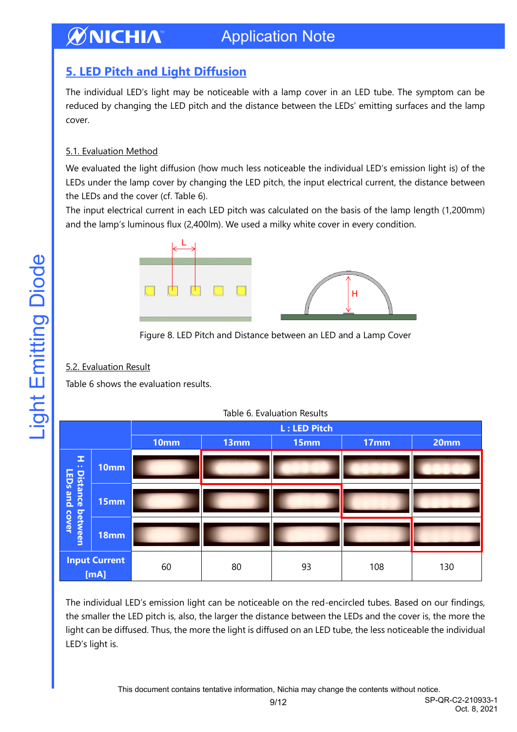## 5. LED Pitch and Light Diffusion

The individual LED's light may be noticeable with a lamp cover in an LED tube. The symptom can be reduced by changing the LED pitch and the distance between the LEDs' emitting surfaces and the lamp cover.

### 5.1. Evaluation Method

We evaluated the light diffusion (how much less noticeable the individual LED's emission light is) of the LEDs under the lamp cover by changing the LED pitch, the input electrical current, the distance between the LEDs and the cover (cf. Table 6).

The input electrical current in each LED pitch was calculated on the basis of the lamp length (1,200mm) and the lamp's luminous flux (2,400lm). We used a milky white cover in every condition.

Figure 8. LED Pitch and Distance between an LED and a Lamp Cover

### 5.2. Evaluation Result

Table 6 shows the evaluation results.

Table 6. Evaluation Results

| | | L : LED Pitch | | | | |
|---|---|---|---|---|---|---|
| | | 10mm | 13mm | 15mm | 17mm | 20mm |
| H : Distance between LEDs and cover | 10mm | | | | | |
| | 15mm | | | | | |
| | 18mm | | | | | |
| Input Current [mA] | | 60 | 80 | 93 | 108 | 130 |

The individual LED's emission light can be noticeable on the red-encircled tubes. Based on our findings, the smaller the LED pitch is, also, the larger the distance between the LEDs and the cover is, the more the light can be diffused. Thus, the more the light is diffused on an LED tube, the less noticeable the individual LED's light is.

This document contains tentative information, Nichia may change the contents without notice.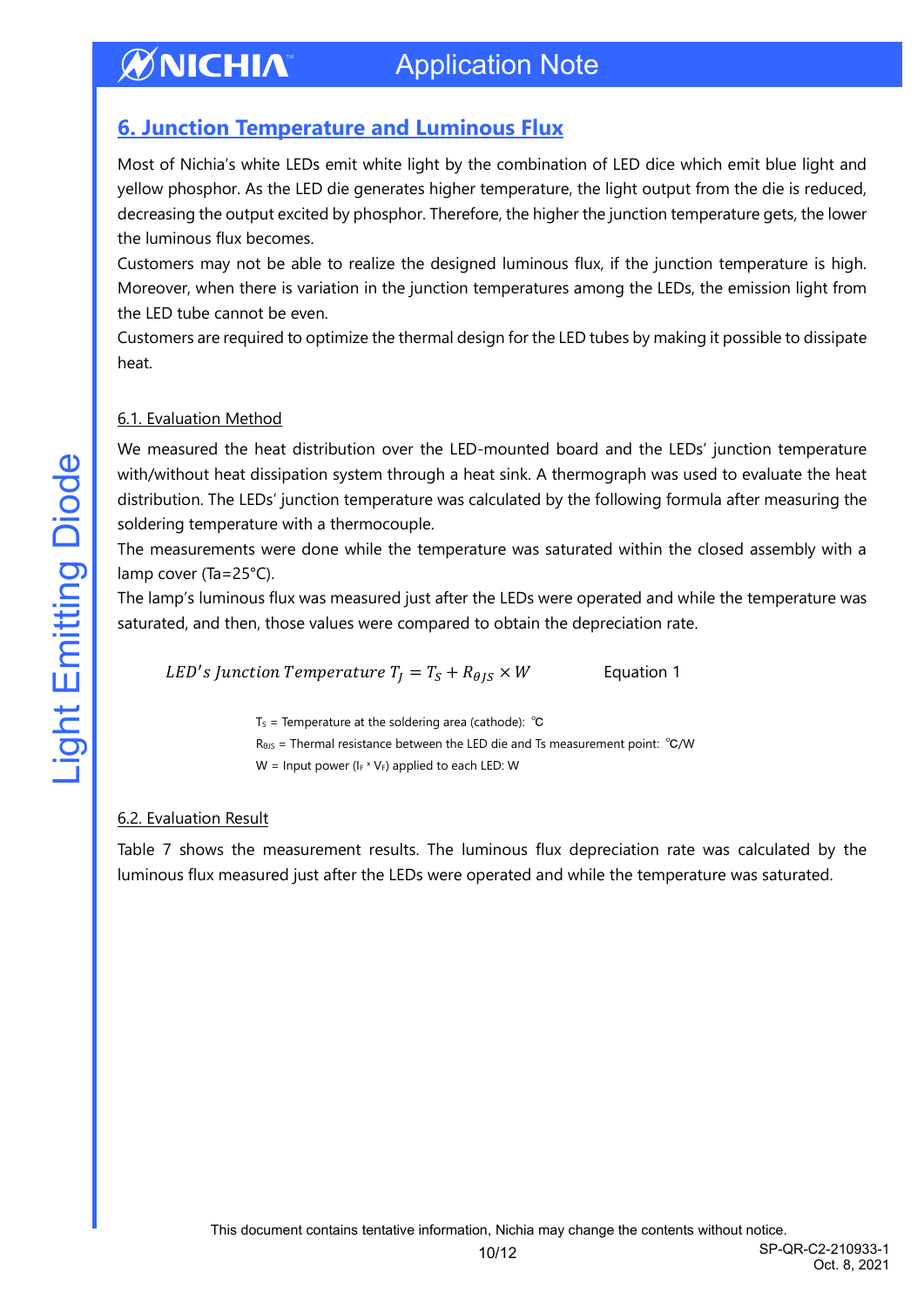## 6. Junction Temperature and Luminous Flux

Most of Nichia's white LEDs emit white light by the combination of LED dice which emit blue light and yellow phosphor. As the LED die generates higher temperature, the light output from the die is reduced, decreasing the output excited by phosphor. Therefore, the higher the junction temperature gets, the lower the luminous flux becomes.

Customers may not be able to realize the designed luminous flux, if the junction temperature is high. Moreover, when there is variation in the junction temperatures among the LEDs, the emission light from the LED tube cannot be even.

Customers are required to optimize the thermal design for the LED tubes by making it possible to dissipate heat.

### 6.1. Evaluation Method

We measured the heat distribution over the LED-mounted board and the LEDs' junction temperature with/without heat dissipation system through a heat sink. A thermograph was used to evaluate the heat distribution. The LEDs' junction temperature was calculated by the following formula after measuring the soldering temperature with a thermocouple.

The measurements were done while the temperature was saturated within the closed assembly with a lamp cover (Ta=25°C).

The lamp's luminous flux was measured just after the LEDs were operated and while the temperature was saturated, and then, those values were compared to obtain the depreciation rate.

$$LED's\ Junction\ Temperature\ T_J = T_S + R_{\theta JS} \times W \qquad \text{Equation 1}$$

$T_S$ = Temperature at the soldering area (cathode): ℃

$R_{\theta JS}$ = Thermal resistance between the LED die and Ts measurement point: ℃/W

W = Input power ($I_F$ * $V_F$) applied to each LED: W

### 6.2. Evaluation Result

Table 7 shows the measurement results. The luminous flux depreciation rate was calculated by the luminous flux measured just after the LEDs were operated and while the temperature was saturated.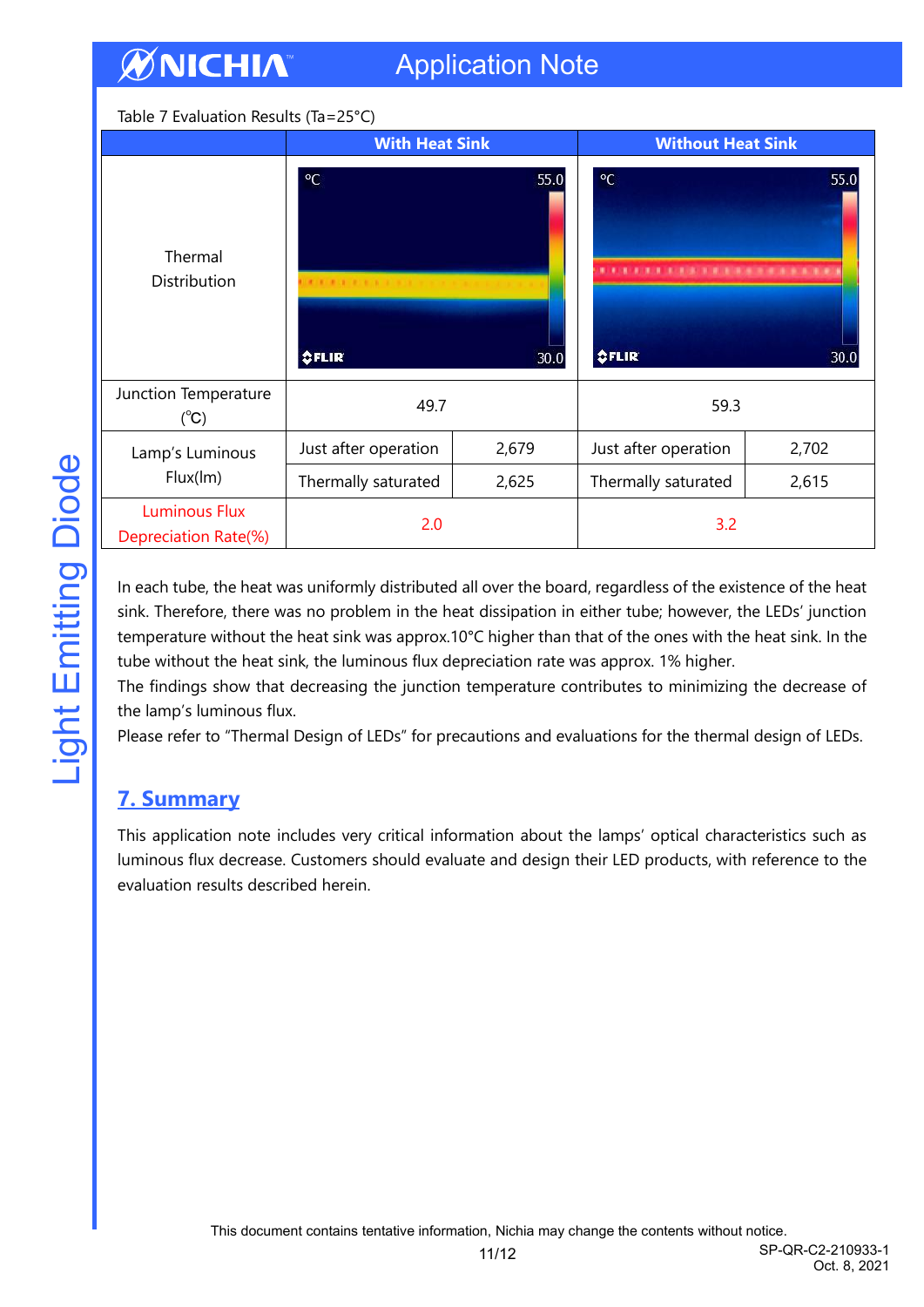Table 7 Evaluation Results (Ta=25°C)

| | With Heat Sink | | Without Heat Sink | |
|---|---|---|---|---|
| Thermal Distribution | | | | |
| Junction Temperature (℃) | 49.7 | | 59.3 | |
| Lamp's Luminous Flux(lm) | Just after operation | 2,679 | Just after operation | 2,702 |
| | Thermally saturated | 2,625 | Thermally saturated | 2,615 |
| Luminous Flux Depreciation Rate(%) | 2.0 | | 3.2 | |

In each tube, the heat was uniformly distributed all over the board, regardless of the existence of the heat sink. Therefore, there was no problem in the heat dissipation in either tube; however, the LEDs' junction temperature without the heat sink was approx.10°C higher than that of the ones with the heat sink. In the tube without the heat sink, the luminous flux depreciation rate was approx. 1% higher.

The findings show that decreasing the junction temperature contributes to minimizing the decrease of the lamp's luminous flux.

Please refer to "Thermal Design of LEDs" for precautions and evaluations for the thermal design of LEDs.

## 7. Summary

This application note includes very critical information about the lamps' optical characteristics such as luminous flux decrease. Customers should evaluate and design their LED products, with reference to the evaluation results described herein.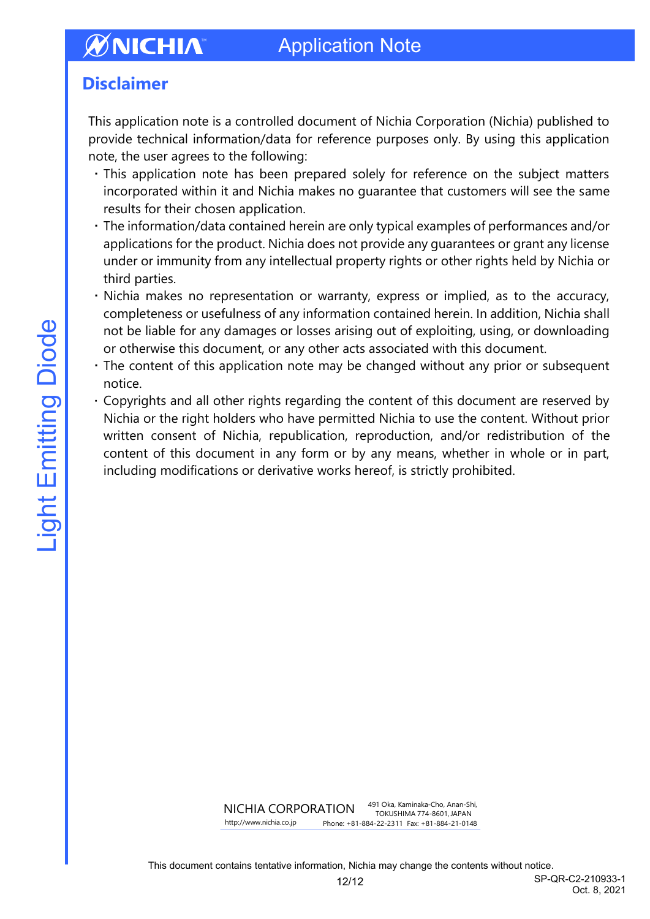## Disclaimer

This application note is a controlled document of Nichia Corporation (Nichia) published to provide technical information/data for reference purposes only. By using this application note, the user agrees to the following:

- This application note has been prepared solely for reference on the subject matters incorporated within it and Nichia makes no guarantee that customers will see the same results for their chosen application.
- The information/data contained herein are only typical examples of performances and/or applications for the product. Nichia does not provide any guarantees or grant any license under or immunity from any intellectual property rights or other rights held by Nichia or third parties.
- Nichia makes no representation or warranty, express or implied, as to the accuracy, completeness or usefulness of any information contained herein. In addition, Nichia shall not be liable for any damages or losses arising out of exploiting, using, or downloading or otherwise this document, or any other acts associated with this document.
- The content of this application note may be changed without any prior or subsequent notice.
- Copyrights and all other rights regarding the content of this document are reserved by Nichia or the right holders who have permitted Nichia to use the content. Without prior written consent of Nichia, republication, reproduction, and/or redistribution of the content of this document in any form or by any means, whether in whole or in part, including modifications or derivative works hereof, is strictly prohibited.

NICHIA CORPORATION
491 Oka, Kaminaka-Cho, Anan-Shi, TOKUSHIMA 774-8601, JAPAN
http://www.nichia.co.jp
Phone: +81-884-22-2311 Fax: +81-884-21-0148